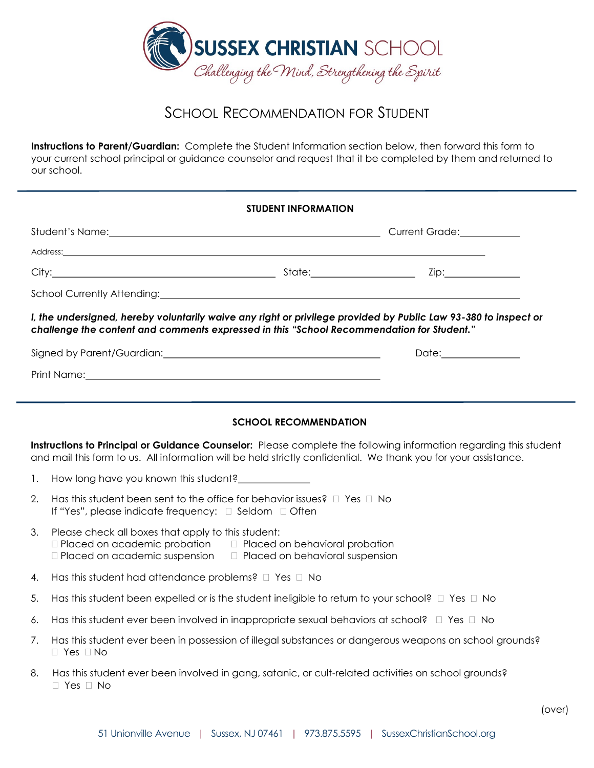# SUSSEX CHRISTIAN SCHOOL

*Challenging the Mind, Strengthening the Spirit*

## SCHOOL RECOMMENDATION FOR STUDENT

**Instructions to Parent/Guardian:** Complete the Student Information section below, then forward this form to your current school principal or guidance counselor and request that it be completed by them and returned to our school.

---

### STUDENT INFORMATION

Student's Name:\_\_\_\_\_\_\_\_\_\_\_\_\_\_\_\_\_\_\_\_\_\_\_\_\_\_\_\_\_\_\_\_\_\_\_\_\_\_\_\_ Current Grade:\_\_\_\_\_\_\_\_\_\_

Address:\_\_\_\_\_\_\_\_\_\_\_\_\_\_\_\_\_\_\_\_\_\_\_\_\_\_\_\_\_\_\_\_\_\_\_\_\_\_\_\_\_\_\_\_\_\_\_\_\_\_\_\_\_\_\_\_\_\_\_\_

City:\_\_\_\_\_\_\_\_\_\_\_\_\_\_\_\_\_\_\_\_\_\_\_\_\_\_\_\_\_\_\_\_\_\_ State:\_\_\_\_\_\_\_\_\_\_\_\_\_\_\_ Zip:\_\_\_\_\_\_\_\_\_\_\_\_

School Currently Attending:\_\_\_\_\_\_\_\_\_\_\_\_\_\_\_\_\_\_\_\_\_\_\_\_\_\_\_\_\_\_\_\_\_\_\_\_\_\_\_\_\_\_\_\_\_\_\_\_\_\_\_\_\_\_

***I, the undersigned, hereby voluntarily waive any right or privilege provided by Public Law 93-380 to inspect or challenge the content and comments expressed in this "School Recommendation for Student."***

Signed by Parent/Guardian:\_\_\_\_\_\_\_\_\_\_\_\_\_\_\_\_\_\_\_\_\_\_\_\_\_\_\_\_\_\_\_\_\_\_ Date:\_\_\_\_\_\_\_\_\_\_\_\_

Print Name:\_\_\_\_\_\_\_\_\_\_\_\_\_\_\_\_\_\_\_\_\_\_\_\_\_\_\_\_\_\_\_\_\_\_\_\_\_\_\_\_\_\_\_\_\_\_

---

### SCHOOL RECOMMENDATION

**Instructions to Principal or Guidance Counselor:** Please complete the following information regarding this student and mail this form to us. All information will be held strictly confidential. We thank you for your assistance.

1. How long have you known this student?\_\_\_\_\_\_\_\_\_\_\_\_
2. Has this student been sent to the office for behavior issues? ☐ Yes ☐ No
   If "Yes", please indicate frequency: ☐ Seldom ☐ Often
3. Please check all boxes that apply to this student:
   ☐ Placed on academic probation ☐ Placed on behavioral probation
   ☐ Placed on academic suspension ☐ Placed on behavioral suspension
4. Has this student had attendance problems? ☐ Yes ☐ No
5. Has this student been expelled or is the student ineligible to return to your school? ☐ Yes ☐ No
6. Has this student ever been involved in inappropriate sexual behaviors at school? ☐ Yes ☐ No
7. Has this student ever been in possession of illegal substances or dangerous weapons on school grounds?
   ☐ Yes ☐ No
8. Has this student ever been involved in gang, satanic, or cult-related activities on school grounds?
   ☐ Yes ☐ No

(over)

51 Unionville Avenue | Sussex, NJ 07461 | 973.875.5595 | SussexChristianSchool.org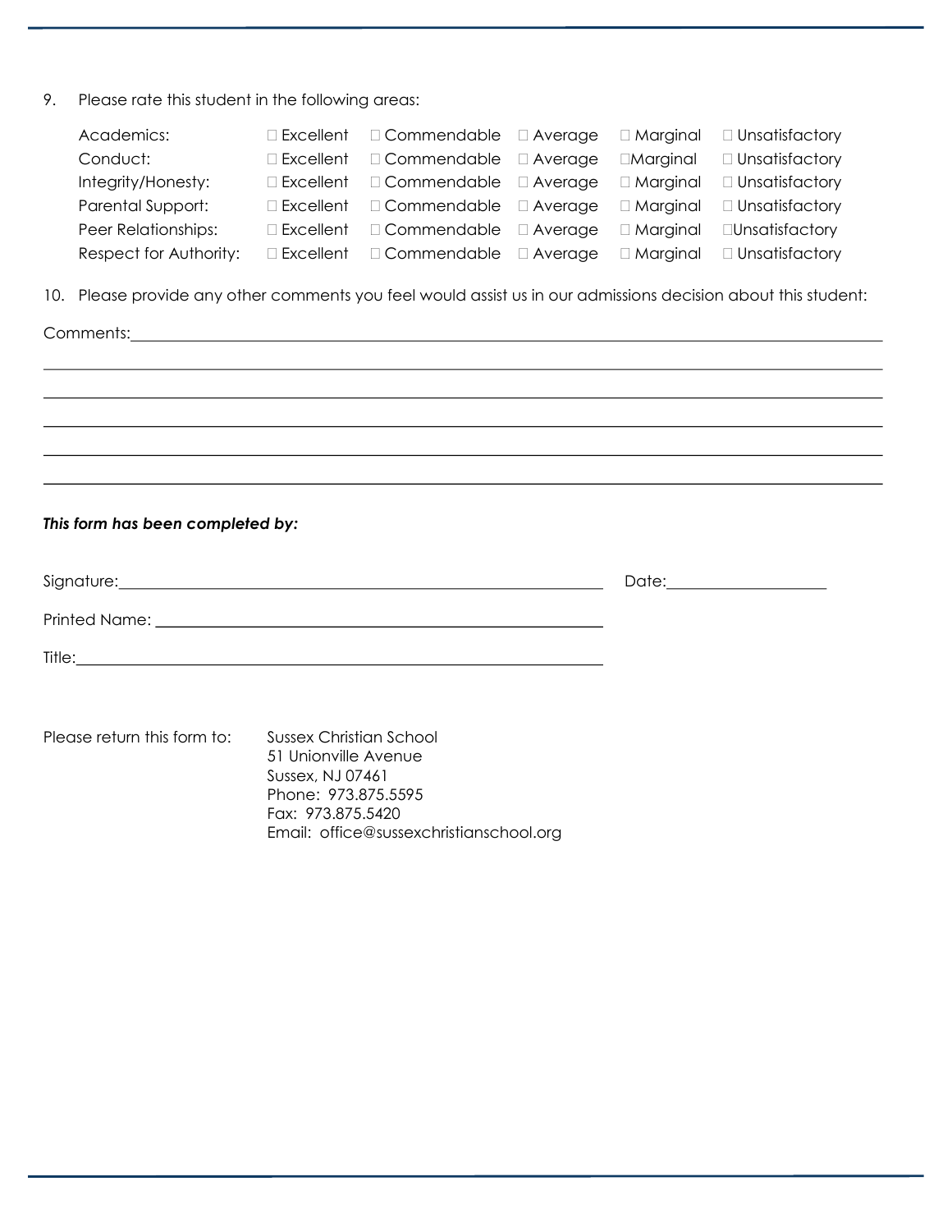9. Please rate this student in the following areas:

| | | | | | |
|---|---|---|---|---|---|
| Academics: | □ Excellent | □ Commendable | □ Average | □ Marginal | □ Unsatisfactory |
| Conduct: | □ Excellent | □ Commendable | □ Average | □Marginal | □ Unsatisfactory |
| Integrity/Honesty: | □ Excellent | □ Commendable | □ Average | □ Marginal | □ Unsatisfactory |
| Parental Support: | □ Excellent | □ Commendable | □ Average | □ Marginal | □ Unsatisfactory |
| Peer Relationships: | □ Excellent | □ Commendable | □ Average | □ Marginal | □Unsatisfactory |
| Respect for Authority: | □ Excellent | □ Commendable | □ Average | □ Marginal | □ Unsatisfactory |

10. Please provide any other comments you feel would assist us in our admissions decision about this student:

Comments:______________________________________________________________________________

_______________________________________________________________________________________

_______________________________________________________________________________________

_______________________________________________________________________________________

_______________________________________________________________________________________

_______________________________________________________________________________________

***This form has been completed by:***

Signature:_____________________________________________ Date:___________________

Printed Name: _________________________________________

Title:_________________________________________________

Please return this form to:

Sussex Christian School
51 Unionville Avenue
Sussex, NJ 07461
Phone: 973.875.5595
Fax: 973.875.5420
Email: office@sussexchristianschool.org